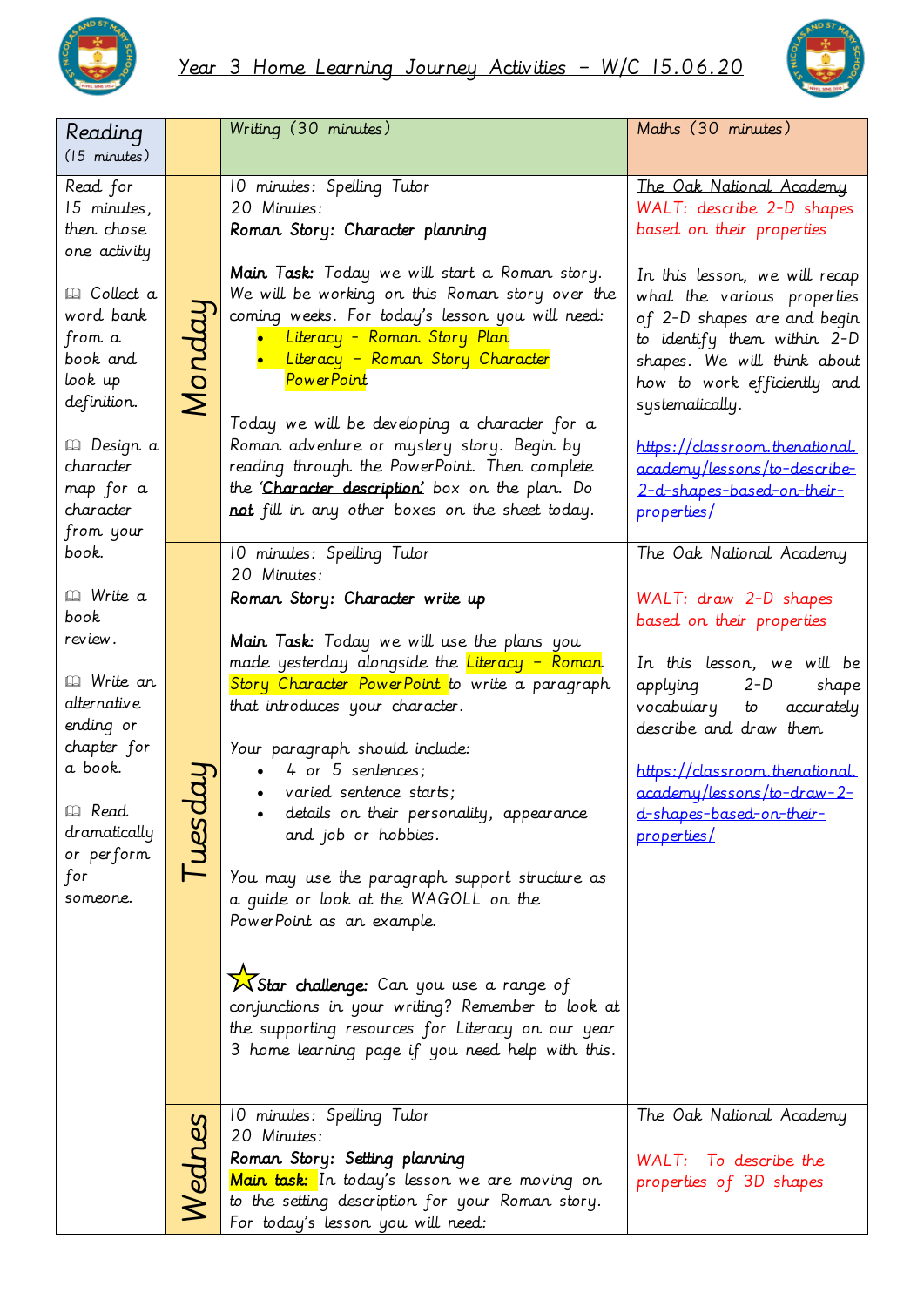# Year 3 Home Learning Journey Activities – W/C 15.06.20

| Reading (15 minutes) | | Writing (30 minutes) | Maths (30 minutes) |
|---|---|---|---|
| Read for 15 minutes, then chose one activity<br><br>🕮 Collect a word bank from a book and look up definition.<br><br>🕮 Design a character map for a character from your book.<br><br>🕮 Write a book review.<br><br>🕮 Write an alternative ending or chapter for a book.<br><br>🕮 Read dramatically or perform for someone. | Monday | 10 minutes: Spelling Tutor<br>20 Minutes:<br>**Roman Story: Character planning**<br><br>**Main Task:** Today we will start a Roman story. We will be working on this Roman story over the coming weeks. For today's lesson you will need:<br>• Literacy – Roman Story Plan<br>• Literacy – Roman Story Character PowerPoint<br><br>Today we will be developing a character for a Roman adventure or mystery story. Begin by reading through the PowerPoint. Then complete the '**Character description'** box on the plan. Do **not** fill in any other boxes on the sheet today. | The Oak National Academy<br>WALT: describe 2-D shapes based on their properties<br><br>In this lesson, we will recap what the various properties of 2-D shapes are and begin to identify them within 2-D shapes. We will think about how to work efficiently and systematically.<br><br>https://classroom.thenational.academy/lessons/to-describe-2-d-shapes-based-on-their-properties/ |
| | Tuesday | 10 minutes: Spelling Tutor<br>20 Minutes:<br>**Roman Story: Character write up**<br><br>**Main Task:** Today we will use the plans you made yesterday alongside the Literacy – Roman Story Character PowerPoint to write a paragraph that introduces your character.<br><br>Your paragraph should include:<br>• 4 or 5 sentences;<br>• varied sentence starts;<br>• details on their personality, appearance and job or hobbies.<br><br>You may use the paragraph support structure as a guide or look at the WAGOLL on the PowerPoint as an example.<br><br>☆**Star challenge:** Can you use a range of conjunctions in your writing? Remember to look at the supporting resources for Literacy on our year 3 home learning page if you need help with this. | The Oak National Academy<br><br>WALT: draw 2-D shapes based on their properties<br><br>In this lesson, we will be applying 2-D shape vocabulary to accurately describe and draw them<br><br>https://classroom.thenational.academy/lessons/to-draw-2-d-shapes-based-on-their-properties/ |
| | Wednes | 10 minutes: Spelling Tutor<br>20 Minutes:<br>**Roman Story: Setting planning**<br>**Main task:** In today's lesson we are moving on to the setting description for your Roman story. For today's lesson you will need: | The Oak National Academy<br><br>WALT: To describe the properties of 3D shapes |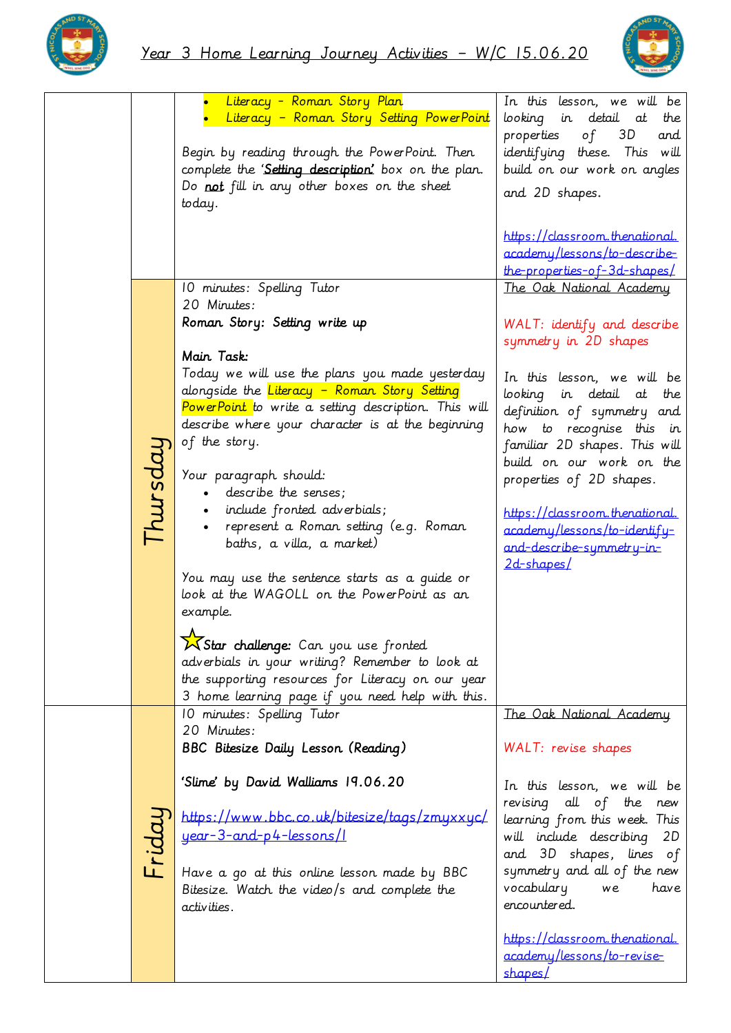# Year 3 Home Learning Journey Activities – W/C 15.06.20

| | | | |
|---|---|---|---|
| | | • Literacy – Roman Story Plan<br>• Literacy – Roman Story Setting PowerPoint<br><br>Begin by reading through the PowerPoint. Then complete the '**Setting description**' box on the plan. Do **not** fill in any other boxes on the sheet today. | In this lesson, we will be looking in detail at the properties of 3D and identifying these. This will build on our work on angles and 2D shapes.<br><br>https://classroom.thenational.academy/lessons/to-describe-the-properties-of-3d-shapes/ |
| | Thursday | 10 minutes: Spelling Tutor<br>20 Minutes:<br>**Roman Story: Setting write up**<br><br>**Main Task:**<br>Today we will use the plans you made yesterday alongside the Literacy – Roman Story Setting PowerPoint to write a setting description. This will describe where your character is at the beginning of the story.<br><br>Your paragraph should:<br>• describe the senses;<br>• include fronted adverbials;<br>• represent a Roman setting (e.g. Roman baths, a villa, a market)<br><br>You may use the sentence starts as a guide or look at the WAGOLL on the PowerPoint as an example.<br><br>⭐**Star challenge:** Can you use fronted adverbials in your writing? Remember to look at the supporting resources for Literacy on our year 3 home learning page if you need help with this. | The Oak National Academy<br><br>WALT: identify and describe symmetry in 2D shapes<br><br>In this lesson, we will be looking in detail at the definition of symmetry and how to recognise this in familiar 2D shapes. This will build on our work on the properties of 2D shapes.<br><br>https://classroom.thenational.academy/lessons/to-identify-and-describe-symmetry-in-2d-shapes/ |
| | Friday | 10 minutes: Spelling Tutor<br>20 Minutes:<br>**BBC Bitesize Daily Lesson (Reading)**<br><br>**'Slime' by David Walliams 19.06.20**<br><br>https://www.bbc.co.uk/bitesize/tags/zmyxxyc/year-3-and-p4-lessons/1<br><br>Have a go at this online lesson made by BBC Bitesize. Watch the video/s and complete the activities. | The Oak National Academy<br><br>WALT: revise shapes<br><br>In this lesson, we will be revising all of the new learning from this week. This will include describing 2D and 3D shapes, lines of symmetry and all of the new vocabulary we have encountered.<br><br>https://classroom.thenational.academy/lessons/to-revise-shapes/ |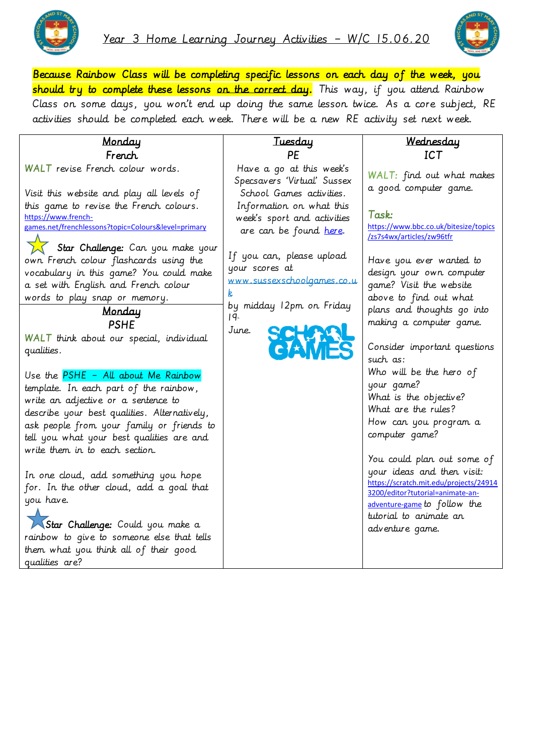# Year 3 Home Learning Journey Activities – W/C 15.06.20

**Because Rainbow Class will be completing specific lessons on each day of the week, you should try to complete these lessons on the correct day.** This way, if you attend Rainbow Class on some days, you won't end up doing the same lesson twice. As a core subject, RE activities should be completed each week. There will be a new RE activity set next week.

## Monday

### French

WALT revise French colour words.

Visit this website and play all levels of this game to revise the French colours.
https://www.french-games.net/frenchlessons?topic=Colours&level=primary

**Star Challenge:** Can you make your own French colour flashcards using the vocabulary in this game? You could make a set with English and French colour words to play snap or memory.

## Monday

### PSHE

WALT think about our special, individual qualities.

Use the PSHE – All about Me Rainbow template. In each part of the rainbow, write an adjective or a sentence to describe your best qualities. Alternatively, ask people from your family or friends to tell you what your best qualities are and write them in to each section.

In one cloud, add something you hope for. In the other cloud, add a goal that you have.

**Star Challenge:** Could you make a rainbow to give to someone else that tells them what you think all of their good qualities are?

## Tuesday

### PE

Have a go at this week's Specsavers 'Virtual' Sussex School Games activities. Information on what this week's sport and activities are can be found here.

If you can, please upload your scores at www.sussexschoolgames.co.uk by midday 12pm on Friday 19. June.

## Wednesday

### ICT

WALT: find out what makes a good computer game.

Task:
https://www.bbc.co.uk/bitesize/topics/zs7s4wx/articles/zw96tfr

Have you ever wanted to design your own computer game? Visit the website above to find out what plans and thoughts go into making a computer game.

Consider important questions such as:
Who will be the hero of your game?
What is the objective?
What are the rules?
How can you program a computer game?

You could plan out some of your ideas and then visit: https://scratch.mit.edu/projects/249143200/editor?tutorial=animate-an-adventure-game to follow the tutorial to animate an adventure game.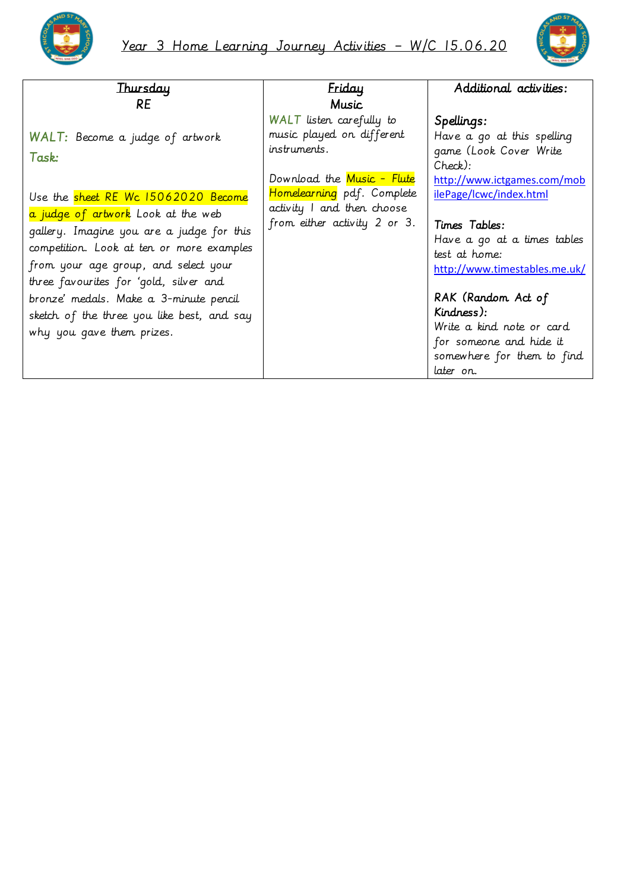# Year 3 Home Learning Journey Activities – W/C 15.06.20

| Thursday<br>RE | Friday<br>Music | Additional activities: |
|---|---|---|
| WALT: Become a judge of artwork<br>Task:<br><br>Use the sheet RE Wc 15062020 Become a judge of artwork Look at the web gallery. Imagine you are a judge for this competition. Look at ten or more examples from your age group, and select your three favourites for 'gold, silver and bronze' medals. Make a 3-minute pencil sketch of the three you like best, and say why you gave them prizes. | WALT listen carefully to music played on different instruments.<br><br>Download the Music - Flute Homelearning pdf. Complete activity 1 and then choose from either activity 2 or 3. | **Spellings:**<br>Have a go at this spelling game (Look Cover Write Check):<br>http://www.ictgames.com/mobilePage/lcwc/index.html<br><br>**Times Tables:**<br>Have a go at a times tables test at home:<br>http://www.timestables.me.uk/<br><br>**RAK (Random Act of Kindness):**<br>Write a kind note or card for someone and hide it somewhere for them to find later on. |